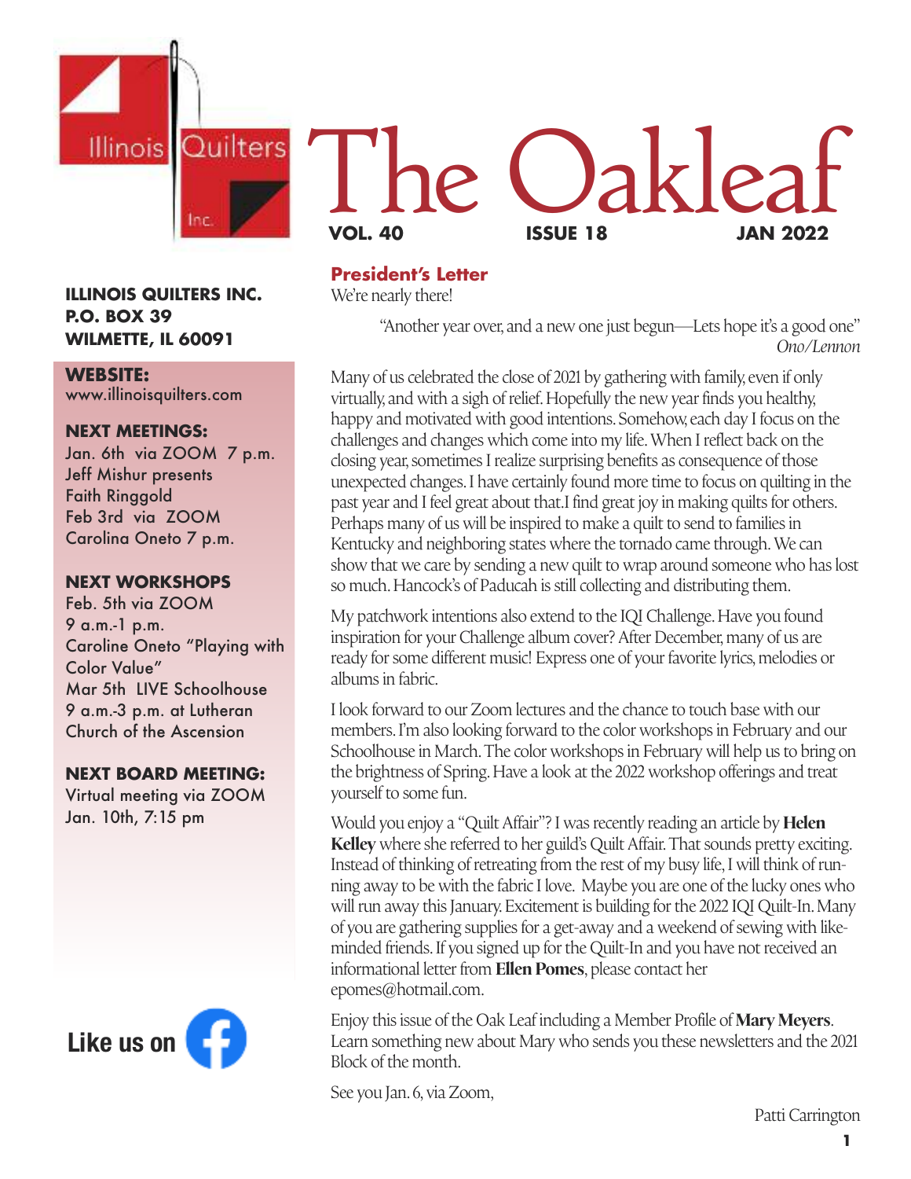# The Oakleaf

**VOL. 40** **ISSUE 18** **JAN 2022**

**ILLINOIS QUILTERS INC.**
**P.O. BOX 39**
**WILMETTE, IL 60091**

**WEBSITE:**
www.illinoisquilters.com

**NEXT MEETINGS:**
Jan. 6th via ZOOM 7 p.m.
Jeff Mishur presents
Faith Ringgold
Feb 3rd via ZOOM
Carolina Oneto 7 p.m.

**NEXT WORKSHOPS**
Feb. 5th via ZOOM
9 a.m.-1 p.m.
Caroline Oneto "Playing with Color Value"
Mar 5th LIVE Schoolhouse
9 a.m.-3 p.m. at Lutheran Church of the Ascension

**NEXT BOARD MEETING:**
Virtual meeting via ZOOM
Jan. 10th, 7:15 pm

**Like us on** Facebook

## President's Letter

We're nearly there!

> "Another year over, and a new one just begun—Lets hope it's a good one"
> *Ono/Lennon*

Many of us celebrated the close of 2021 by gathering with family, even if only virtually, and with a sigh of relief. Hopefully the new year finds you healthy, happy and motivated with good intentions. Somehow, each day I focus on the challenges and changes which come into my life. When I reflect back on the closing year, sometimes I realize surprising benefits as consequence of those unexpected changes. I have certainly found more time to focus on quilting in the past year and I feel great about that. I find great joy in making quilts for others. Perhaps many of us will be inspired to make a quilt to send to families in Kentucky and neighboring states where the tornado came through. We can show that we care by sending a new quilt to wrap around someone who has lost so much. Hancock's of Paducah is still collecting and distributing them.

My patchwork intentions also extend to the IQI Challenge. Have you found inspiration for your Challenge album cover? After December, many of us are ready for some different music! Express one of your favorite lyrics, melodies or albums in fabric.

I look forward to our Zoom lectures and the chance to touch base with our members. I'm also looking forward to the color workshops in February and our Schoolhouse in March. The color workshops in February will help us to bring on the brightness of Spring. Have a look at the 2022 workshop offerings and treat yourself to some fun.

Would you enjoy a "Quilt Affair"? I was recently reading an article by **Helen Kelley** where she referred to her guild's Quilt Affair. That sounds pretty exciting. Instead of thinking of retreating from the rest of my busy life, I will think of running away to be with the fabric I love. Maybe you are one of the lucky ones who will run away this January. Excitement is building for the 2022 IQI Quilt-In. Many of you are gathering supplies for a get-away and a weekend of sewing with like-minded friends. If you signed up for the Quilt-In and you have not received an informational letter from **Ellen Pomes**, please contact her epomes@hotmail.com.

Enjoy this issue of the Oak Leaf including a Member Profile of **Mary Meyers**. Learn something new about Mary who sends you these newsletters and the 2021 Block of the month.

See you Jan. 6, via Zoom,

Patti Carrington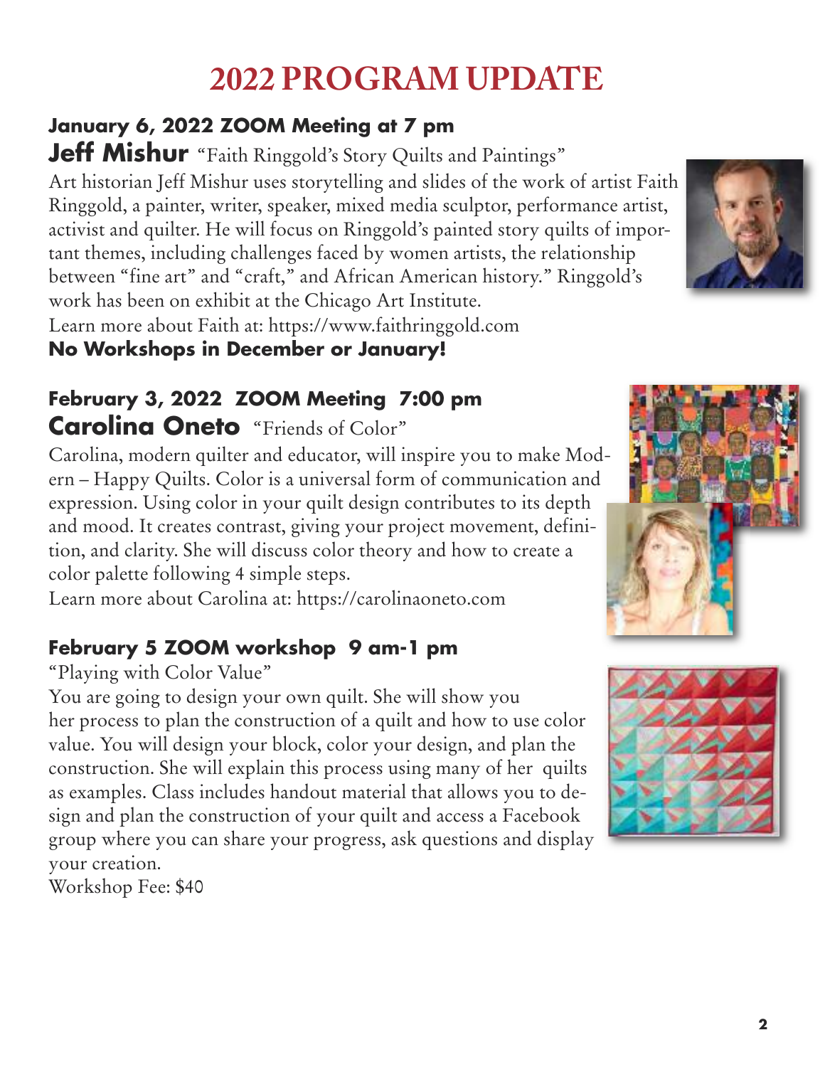# 2022 PROGRAM UPDATE

**January 6, 2022 ZOOM Meeting at 7 pm**

**Jeff Mishur** "Faith Ringgold's Story Quilts and Paintings"

Art historian Jeff Mishur uses storytelling and slides of the work of artist Faith Ringgold, a painter, writer, speaker, mixed media sculptor, performance artist, activist and quilter. He will focus on Ringgold's painted story quilts of important themes, including challenges faced by women artists, the relationship between "fine art" and "craft," and African American history." Ringgold's work has been on exhibit at the Chicago Art Institute.

Learn more about Faith at: https://www.faithringgold.com

**No Workshops in December or January!**

**February 3, 2022 ZOOM Meeting 7:00 pm**

**Carolina Oneto** "Friends of Color"

Carolina, modern quilter and educator, will inspire you to make Modern – Happy Quilts. Color is a universal form of communication and expression. Using color in your quilt design contributes to its depth and mood. It creates contrast, giving your project movement, definition, and clarity. She will discuss color theory and how to create a color palette following 4 simple steps.

Learn more about Carolina at: https://carolinaoneto.com

**February 5 ZOOM workshop 9 am-1 pm**

"Playing with Color Value"

You are going to design your own quilt. She will show you her process to plan the construction of a quilt and how to use color value. You will design your block, color your design, and plan the construction. She will explain this process using many of her quilts as examples. Class includes handout material that allows you to design and plan the construction of your quilt and access a Facebook group where you can share your progress, ask questions and display your creation.

Workshop Fee: $40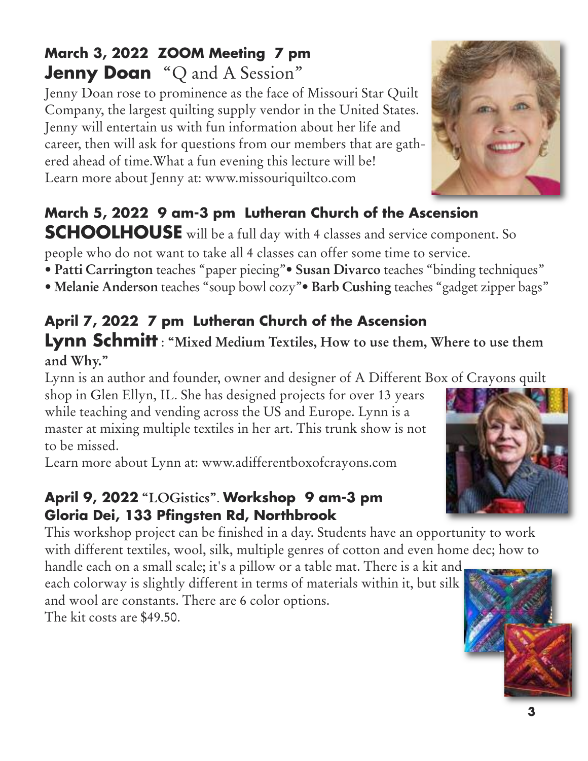**March 3, 2022 ZOOM Meeting 7 pm**

## Jenny Doan "Q and A Session"

Jenny Doan rose to prominence as the face of Missouri Star Quilt Company, the largest quilting supply vendor in the United States. Jenny will entertain us with fun information about her life and career, then will ask for questions from our members that are gathered ahead of time.What a fun evening this lecture will be!
Learn more about Jenny at: www.missouriquiltco.com

**March 5, 2022 9 am-3 pm Lutheran Church of the Ascension**

**SCHOOLHOUSE** will be a full day with 4 classes and service component. So people who do not want to take all 4 classes can offer some time to service.

- **Patti Carrington** teaches "paper piecing"
- **Susan Divarco** teaches "binding techniques"
- **Melanie Anderson** teaches "soup bowl cozy"
- **Barb Cushing** teaches "gadget zipper bags"

**April 7, 2022 7 pm Lutheran Church of the Ascension**

## Lynn Schmitt : "Mixed Medium Textiles, How to use them, Where to use them and Why."

Lynn is an author and founder, owner and designer of A Different Box of Crayons quilt shop in Glen Ellyn, IL. She has designed projects for over 13 years while teaching and vending across the US and Europe. Lynn is a master at mixing multiple textiles in her art. This trunk show is not to be missed.
Learn more about Lynn at: www.adifferentboxofcrayons.com

**April 9, 2022 "LOGistics". Workshop 9 am-3 pm**
**Gloria Dei, 133 Pfingsten Rd, Northbrook**

This workshop project can be finished in a day. Students have an opportunity to work with different textiles, wool, silk, multiple genres of cotton and even home dec; how to handle each on a small scale; it's a pillow or a table mat. There is a kit and each colorway is slightly different in terms of materials within it, but silk and wool are constants. There are 6 color options.
The kit costs are $49.50.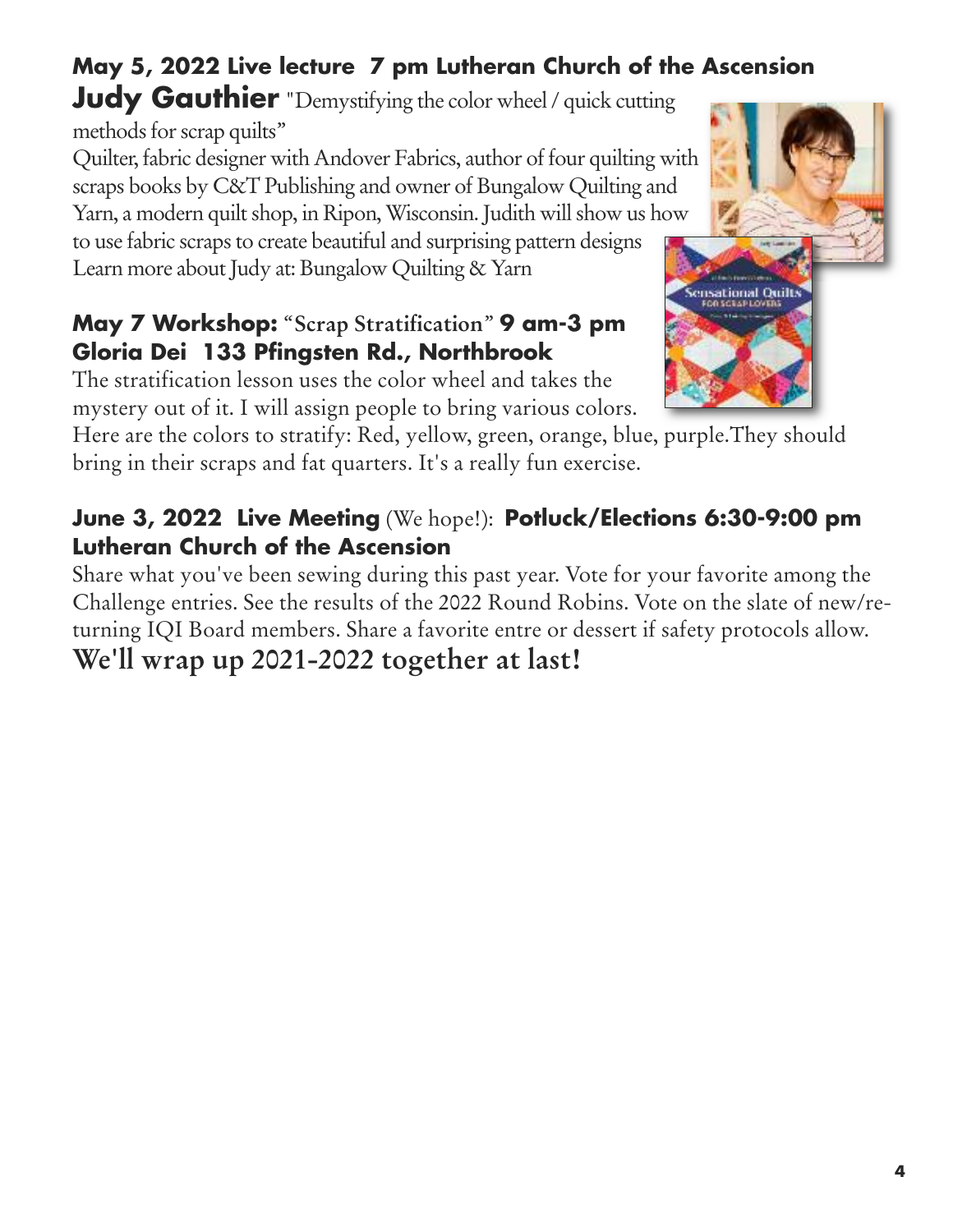**May 5, 2022 Live lecture 7 pm Lutheran Church of the Ascension**

**Judy Gauthier** "Demystifying the color wheel / quick cutting methods for scrap quilts"

Quilter, fabric designer with Andover Fabrics, author of four quilting with scraps books by C&T Publishing and owner of Bungalow Quilting and Yarn, a modern quilt shop, in Ripon, Wisconsin. Judith will show us how to use fabric scraps to create beautiful and surprising pattern designs

Learn more about Judy at: Bungalow Quilting & Yarn

**May 7 Workshop:** "Scrap Stratification" **9 am-3 pm**
**Gloria Dei 133 Pfingsten Rd., Northbrook**

The stratification lesson uses the color wheel and takes the mystery out of it. I will assign people to bring various colors. Here are the colors to stratify: Red, yellow, green, orange, blue, purple.They should bring in their scraps and fat quarters. It's a really fun exercise.

**June 3, 2022 Live Meeting** (We hope!): **Potluck/Elections 6:30-9:00 pm**
**Lutheran Church of the Ascension**

Share what you've been sewing during this past year. Vote for your favorite among the Challenge entries. See the results of the 2022 Round Robins. Vote on the slate of new/returning IQI Board members. Share a favorite entre or dessert if safety protocols allow.

**We'll wrap up 2021-2022 together at last!**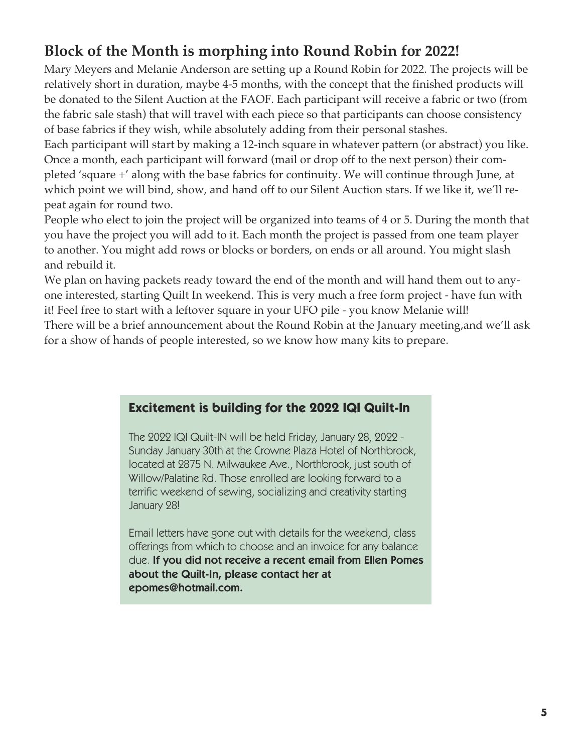## Block of the Month is morphing into Round Robin for 2022!

Mary Meyers and Melanie Anderson are setting up a Round Robin for 2022. The projects will be relatively short in duration, maybe 4-5 months, with the concept that the finished products will be donated to the Silent Auction at the FAOF. Each participant will receive a fabric or two (from the fabric sale stash) that will travel with each piece so that participants can choose consistency of base fabrics if they wish, while absolutely adding from their personal stashes.

Each participant will start by making a 12-inch square in whatever pattern (or abstract) you like. Once a month, each participant will forward (mail or drop off to the next person) their completed 'square +' along with the base fabrics for continuity. We will continue through June, at which point we will bind, show, and hand off to our Silent Auction stars. If we like it, we'll repeat again for round two.

People who elect to join the project will be organized into teams of 4 or 5. During the month that you have the project you will add to it. Each month the project is passed from one team player to another. You might add rows or blocks or borders, on ends or all around. You might slash and rebuild it.

We plan on having packets ready toward the end of the month and will hand them out to anyone interested, starting Quilt In weekend. This is very much a free form project - have fun with it! Feel free to start with a leftover square in your UFO pile - you know Melanie will!

There will be a brief announcement about the Round Robin at the January meeting,and we'll ask for a show of hands of people interested, so we know how many kits to prepare.

### Excitement is building for the 2022 IQI Quilt-In

The 2022 IQI Quilt-IN will be held Friday, January 28, 2022 - Sunday January 30th at the Crowne Plaza Hotel of Northbrook, located at 2875 N. Milwaukee Ave., Northbrook, just south of Willow/Palatine Rd. Those enrolled are looking forward to a terrific weekend of sewing, socializing and creativity starting January 28!

Email letters have gone out with details for the weekend, class offerings from which to choose and an invoice for any balance due. **If you did not receive a recent email from Ellen Pomes about the Quilt-In, please contact her at epomes@hotmail.com.**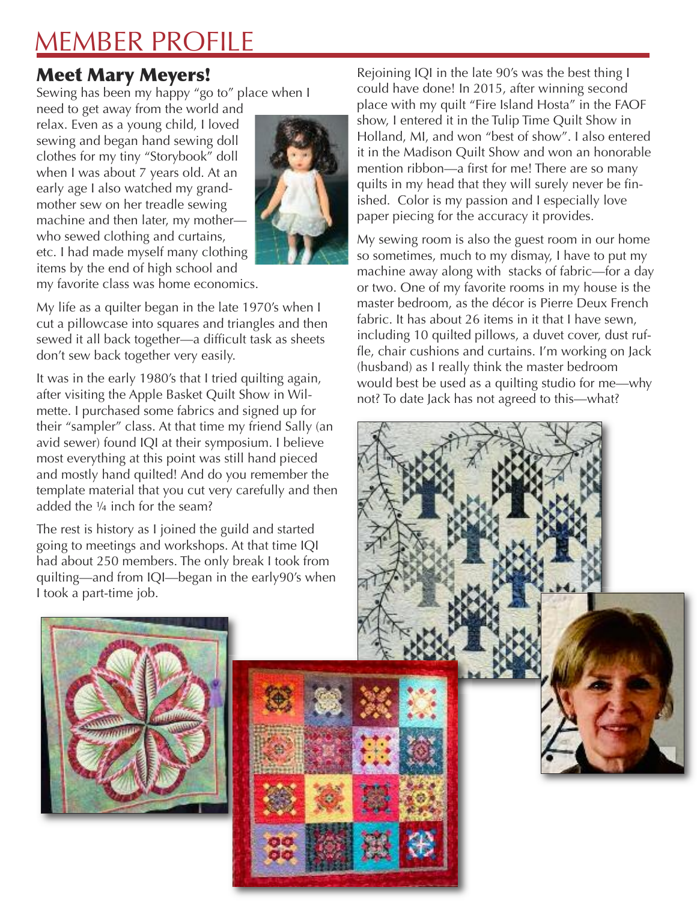# MEMBER PROFILE

## Meet Mary Meyers!

Sewing has been my happy "go to" place when I need to get away from the world and relax. Even as a young child, I loved sewing and began hand sewing doll clothes for my tiny "Storybook" doll when I was about 7 years old. At an early age I also watched my grandmother sew on her treadle sewing machine and then later, my mother—who sewed clothing and curtains, etc. I had made myself many clothing items by the end of high school and my favorite class was home economics.

My life as a quilter began in the late 1970's when I cut a pillowcase into squares and triangles and then sewed it all back together—a difficult task as sheets don't sew back together very easily.

It was in the early 1980's that I tried quilting again, after visiting the Apple Basket Quilt Show in Wilmette. I purchased some fabrics and signed up for their "sampler" class. At that time my friend Sally (an avid sewer) found IQI at their symposium. I believe most everything at this point was still hand pieced and mostly hand quilted! And do you remember the template material that you cut very carefully and then added the ¼ inch for the seam?

The rest is history as I joined the guild and started going to meetings and workshops. At that time IQI had about 250 members. The only break I took from quilting—and from IQI—began in the early90's when I took a part-time job.

Rejoining IQI in the late 90's was the best thing I could have done! In 2015, after winning second place with my quilt "Fire Island Hosta" in the FAOF show, I entered it in the Tulip Time Quilt Show in Holland, MI, and won "best of show". I also entered it in the Madison Quilt Show and won an honorable mention ribbon—a first for me! There are so many quilts in my head that they will surely never be finished. Color is my passion and I especially love paper piecing for the accuracy it provides.

My sewing room is also the guest room in our home so sometimes, much to my dismay, I have to put my machine away along with stacks of fabric—for a day or two. One of my favorite rooms in my house is the master bedroom, as the décor is Pierre Deux French fabric. It has about 26 items in it that I have sewn, including 10 quilted pillows, a duvet cover, dust ruffle, chair cushions and curtains. I'm working on Jack (husband) as I really think the master bedroom would best be used as a quilting studio for me—why not? To date Jack has not agreed to this—what?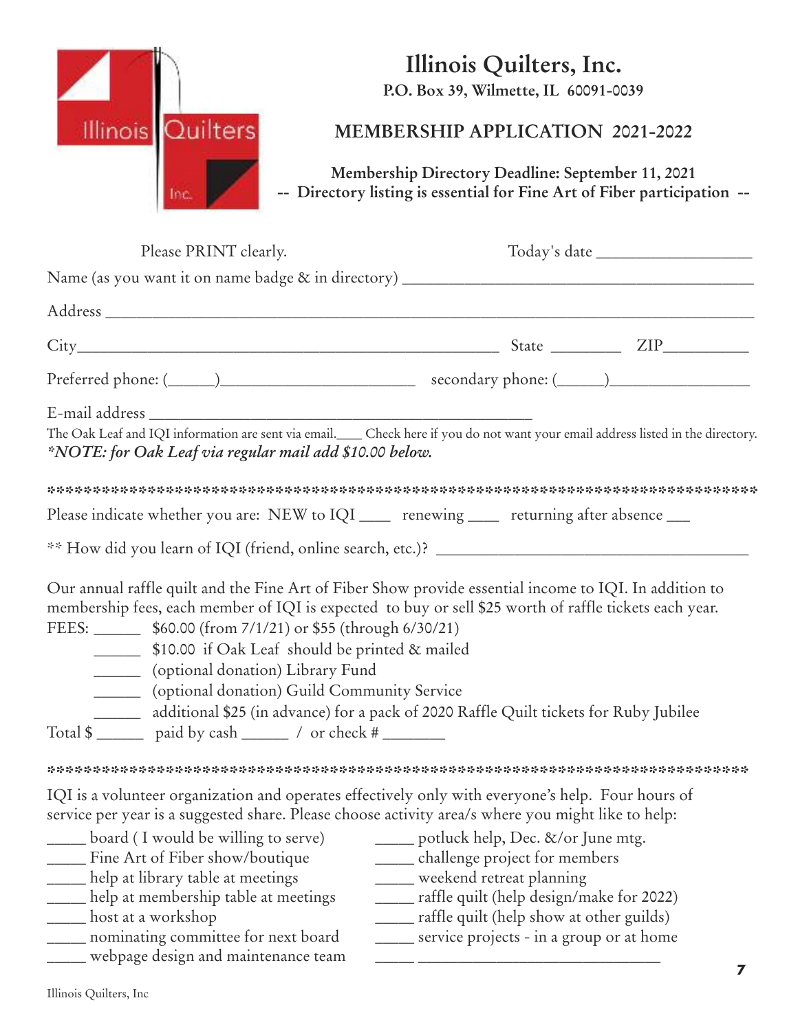# Illinois Quilters, Inc.

**P.O. Box 39, Wilmette, IL 60091-0039**

## MEMBERSHIP APPLICATION 2021-2022

**Membership Directory Deadline: September 11, 2021**
**-- Directory listing is essential for Fine Art of Fiber participation --**

Please PRINT clearly. Today's date ___________________

Name (as you want it on name badge & in directory) ____________________________________________

Address ______________________________________________________________________________

City______________________________________________________ State _________ ZIP___________

Preferred phone: (______)________________________ secondary phone: (______)__________________

E-mail address ________________________________________________

The Oak Leaf and IQI information are sent via email.____ Check here if you do not want your email address listed in the directory.
***NOTE: for Oak Leaf via regular mail add $10.00 below.***

*****************************************************************************

Please indicate whether you are: NEW to IQI ____ renewing ____ returning after absence ___

** How did you learn of IQI (friend, online search, etc.)? ______________________________________

Our annual raffle quilt and the Fine Art of Fiber Show provide essential income to IQI. In addition to membership fees, each member of IQI is expected to buy or sell $25 worth of raffle tickets each year.

FEES: ______ $60.00 (from 7/1/21) or $55 (through 6/30/21)
______ $10.00 if Oak Leaf should be printed & mailed
______ (optional donation) Library Fund
______ (optional donation) Guild Community Service
______ additional $25 (in advance) for a pack of 2020 Raffle Quilt tickets for Ruby Jubilee

Total $ ______ paid by cash ______ / or check # ________

*****************************************************************************

IQI is a volunteer organization and operates effectively only with everyone's help. Four hours of service per year is a suggested share. Please choose activity area/s where you might like to help:

_____ board ( I would be willing to serve)
_____ Fine Art of Fiber show/boutique
_____ help at library table at meetings
_____ help at membership table at meetings
_____ host at a workshop
_____ nominating committee for next board
_____ webpage design and maintenance team
_____ potluck help, Dec. &/or June mtg.
_____ challenge project for members
_____ weekend retreat planning
_____ raffle quilt (help design/make for 2022)
_____ raffle quilt (help show at other guilds)
_____ service projects - in a group or at home
_____ ________________________________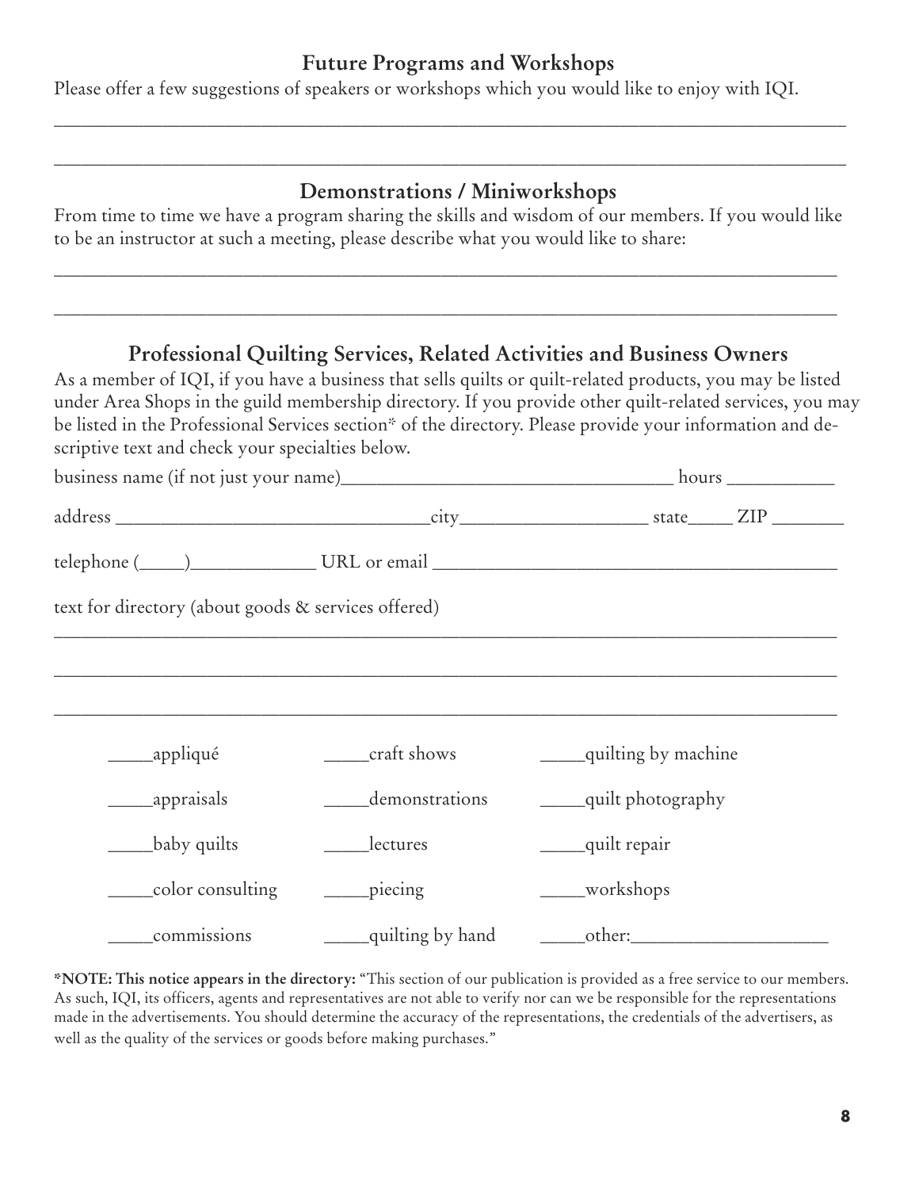## Future Programs and Workshops

Please offer a few suggestions of speakers or workshops which you would like to enjoy with IQI.

______________________________________________________________________________

______________________________________________________________________________

## Demonstrations / Miniworkshops

From time to time we have a program sharing the skills and wisdom of our members. If you would like to be an instructor at such a meeting, please describe what you would like to share:

______________________________________________________________________________

______________________________________________________________________________

## Professional Quilting Services, Related Activities and Business Owners

As a member of IQI, if you have a business that sells quilts or quilt-related products, you may be listed under Area Shops in the guild membership directory. If you provide other quilt-related services, you may be listed in the Professional Services section* of the directory. Please provide your information and descriptive text and check your specialties below.

business name (if not just your name)___________________________________ hours ___________

address _________________________________city___________________ state_____ ZIP ________

telephone (_____)_____________ URL or email __________________________________________

text for directory (about goods & services offered)

______________________________________________________________________________

______________________________________________________________________________

______________________________________________________________________________

_____appliqué

_____appraisals

_____baby quilts

_____color consulting

_____commissions

_____craft shows

_____demonstrations

_____lectures

_____piecing

_____quilting by hand

_____quilting by machine

_____quilt photography

_____quilt repair

_____workshops

_____other:____________________

**\*NOTE: This notice appears in the directory:** "This section of our publication is provided as a free service to our members. As such, IQI, its officers, agents and representatives are not able to verify nor can we be responsible for the representations made in the advertisements. You should determine the accuracy of the representations, the credentials of the advertisers, as well as the quality of the services or goods before making purchases."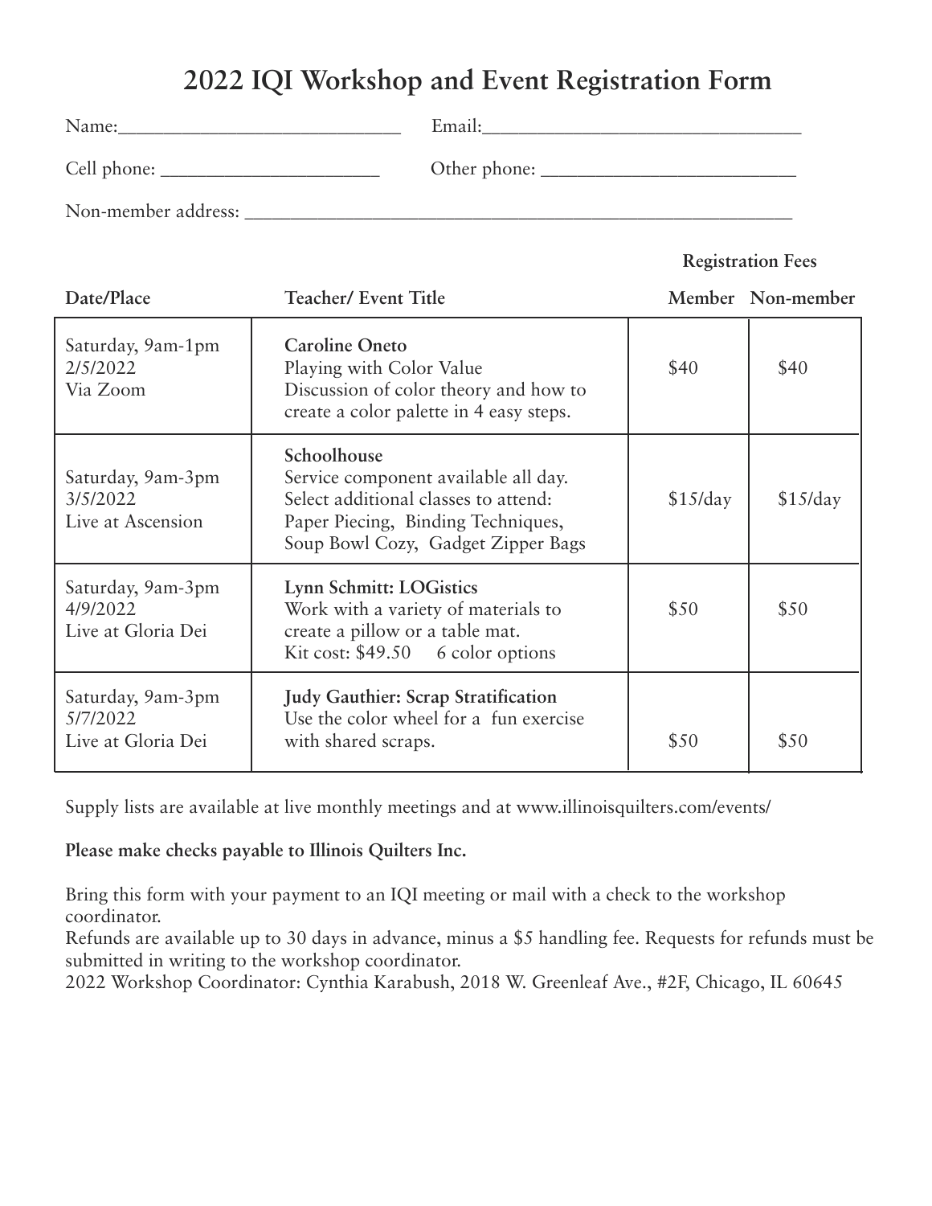# 2022 IQI Workshop and Event Registration Form

Name:_____________________________ Email:_________________________________

Cell phone: ______________________ Other phone: __________________________

Non-member address: ___________________________________________________________

| Date/Place | Teacher/ Event Title | Registration Fees Member | Registration Fees Non-member |
|---|---|---|---|
| Saturday, 9am-1pm<br>2/5/2022<br>Via Zoom | **Caroline Oneto**<br>Playing with Color Value<br>Discussion of color theory and how to create a color palette in 4 easy steps. | $40 | $40 |
| Saturday, 9am-3pm<br>3/5/2022<br>Live at Ascension | **Schoolhouse**<br>Service component available all day.<br>Select additional classes to attend:<br>Paper Piecing, Binding Techniques,<br>Soup Bowl Cozy, Gadget Zipper Bags | $15/day | $15/day |
| Saturday, 9am-3pm<br>4/9/2022<br>Live at Gloria Dei | **Lynn Schmitt: LOGistics**<br>Work with a variety of materials to create a pillow or a table mat.<br>Kit cost: $49.50 6 color options | $50 | $50 |
| Saturday, 9am-3pm<br>5/7/2022<br>Live at Gloria Dei | **Judy Gauthier: Scrap Stratification**<br>Use the color wheel for a fun exercise with shared scraps. | $50 | $50 |

Supply lists are available at live monthly meetings and at www.illinoisquilters.com/events/

**Please make checks payable to Illinois Quilters Inc.**

Bring this form with your payment to an IQI meeting or mail with a check to the workshop coordinator.
Refunds are available up to 30 days in advance, minus a $5 handling fee. Requests for refunds must be submitted in writing to the workshop coordinator.
2022 Workshop Coordinator: Cynthia Karabush, 2018 W. Greenleaf Ave., #2F, Chicago, IL 60645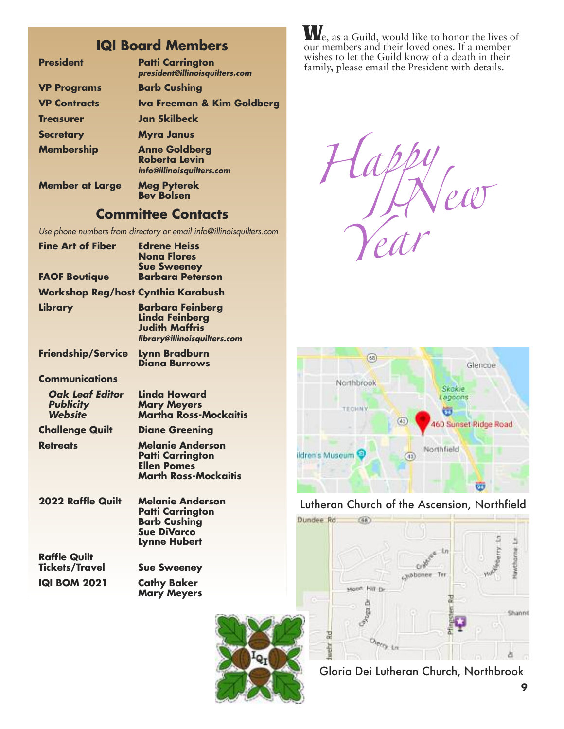## IQI Board Members

| | |
|---|---|
| **President** | **Patti Carrington** *president@illinoisquilters.com* |
| **VP Programs** | **Barb Cushing** |
| **VP Contracts** | **Iva Freeman & Kim Goldberg** |
| **Treasurer** | **Jan Skilbeck** |
| **Secretary** | **Myra Janus** |
| **Membership** | **Anne Goldberg** **Roberta Levin** *info@illinoisquilters.com* |
| **Member at Large** | **Meg Pyterek** **Bev Bolsen** |

## Committee Contacts

*Use phone numbers from directory or email info@illinoisquilters.com*

| | |
|---|---|
| **Fine Art of Fiber** | **Edrene Heiss** **Nona Flores** **Sue Sweeney** |
| **FAOF Boutique** | **Barbara Peterson** |
| **Workshop Reg/host** | **Cynthia Karabush** |
| **Library** | **Barbara Feinberg** **Linda Feinberg** **Judith Maffris** *library@illinoisquilters.com* |
| **Friendship/Service** | **Lynn Bradburn** **Diana Burrows** |
| **Communications** | |
| ***Oak Leaf Editor*** | **Linda Howard** |
| ***Publicity*** | **Mary Meyers** |
| ***Website*** | **Martha Ross-Mockaitis** |
| **Challenge Quilt** | **Diane Greening** |
| **Retreats** | **Melanie Anderson** **Patti Carrington** **Ellen Pomes** **Marth Ross-Mockaitis** |
| **2022 Raffle Quilt** | **Melanie Anderson** **Patti Carrington** **Barb Cushing** **Sue DiVarco** **Lynne Hubert** |
| **Raffle Quilt Tickets/Travel** | **Sue Sweeney** |
| **IQI BOM 2021** | **Cathy Baker** **Mary Meyers** |

We, as a Guild, would like to honor the lives of our members and their loved ones. If a member wishes to let the Guild know of a death in their family, please email the President with details.

*Happy New Year*

Lutheran Church of the Ascension, Northfield

Gloria Dei Lutheran Church, Northbrook